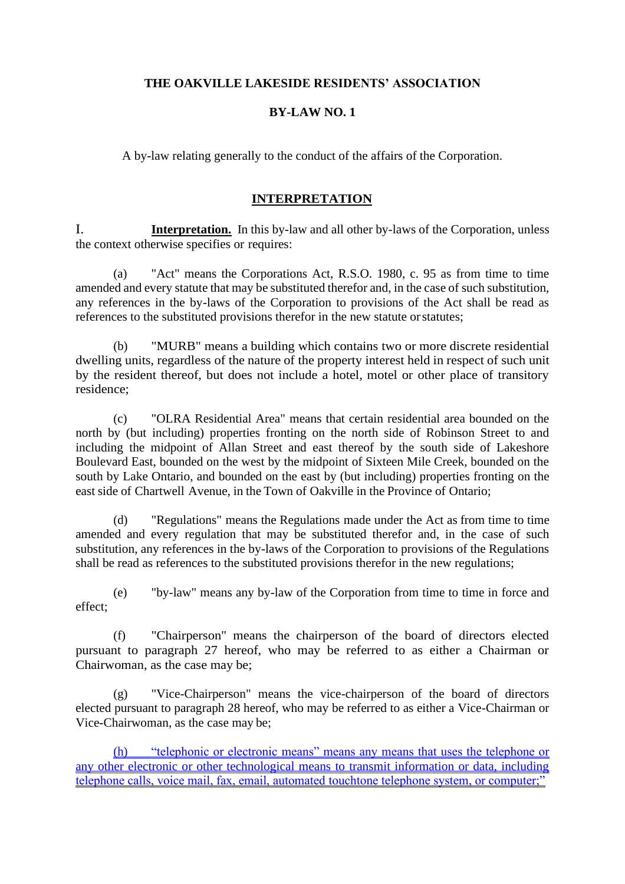**THE OAKVILLE LAKESIDE RESIDENTS' ASSOCIATION**

**BY-LAW NO. 1**

A by-law relating generally to the conduct of the affairs of the Corporation.

## INTERPRETATION

I. **Interpretation.** In this by-law and all other by-laws of the Corporation, unless the context otherwise specifies or requires:

(a) "Act" means the Corporations Act, R.S.O. 1980, c. 95 as from time to time amended and every statute that may be substituted therefor and, in the case of such substitution, any references in the by-laws of the Corporation to provisions of the Act shall be read as references to the substituted provisions therefor in the new statute or statutes;

(b) "MURB" means a building which contains two or more discrete residential dwelling units, regardless of the nature of the property interest held in respect of such unit by the resident thereof, but does not include a hotel, motel or other place of transitory residence;

(c) "OLRA Residential Area" means that certain residential area bounded on the north by (but including) properties fronting on the north side of Robinson Street to and including the midpoint of Allan Street and east thereof by the south side of Lakeshore Boulevard East, bounded on the west by the midpoint of Sixteen Mile Creek, bounded on the south by Lake Ontario, and bounded on the east by (but including) properties fronting on the east side of Chartwell Avenue, in the Town of Oakville in the Province of Ontario;

(d) "Regulations" means the Regulations made under the Act as from time to time amended and every regulation that may be substituted therefor and, in the case of such substitution, any references in the by-laws of the Corporation to provisions of the Regulations shall be read as references to the substituted provisions therefor in the new regulations;

(e) "by-law" means any by-law of the Corporation from time to time in force and effect;

(f) "Chairperson" means the chairperson of the board of directors elected pursuant to paragraph 27 hereof, who may be referred to as either a Chairman or Chairwoman, as the case may be;

(g) "Vice-Chairperson" means the vice-chairperson of the board of directors elected pursuant to paragraph 28 hereof, who may be referred to as either a Vice-Chairman or Vice-Chairwoman, as the case may be;

(h) "telephonic or electronic means" means any means that uses the telephone or any other electronic or other technological means to transmit information or data, including telephone calls, voice mail, fax, email, automated touchtone telephone system, or computer;"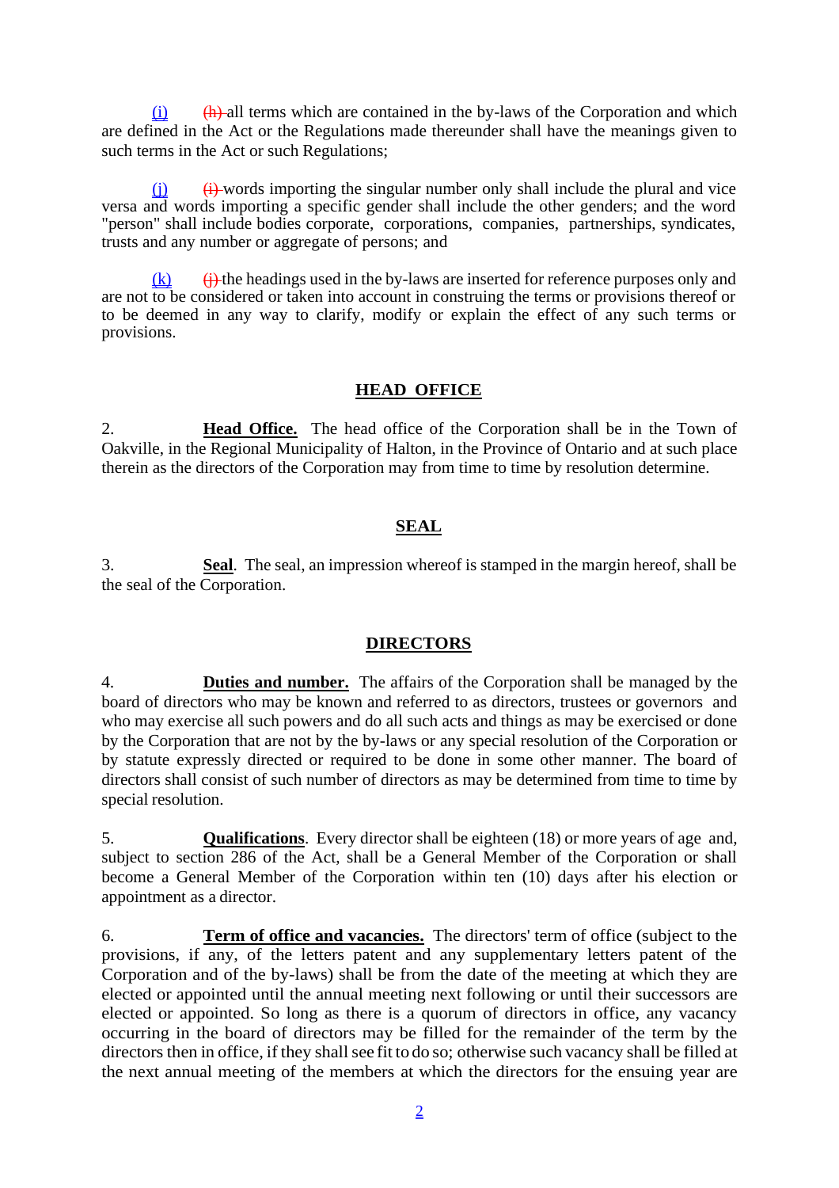(i) ~~(h)~~ all terms which are contained in the by-laws of the Corporation and which are defined in the Act or the Regulations made thereunder shall have the meanings given to such terms in the Act or such Regulations;

(j) ~~(i)~~ words importing the singular number only shall include the plural and vice versa and words importing a specific gender shall include the other genders; and the word "person" shall include bodies corporate, corporations, companies, partnerships, syndicates, trusts and any number or aggregate of persons; and

(k) ~~(j)~~ the headings used in the by-laws are inserted for reference purposes only and are not to be considered or taken into account in construing the terms or provisions thereof or to be deemed in any way to clarify, modify or explain the effect of any such terms or provisions.

## HEAD OFFICE

2. **Head Office.** The head office of the Corporation shall be in the Town of Oakville, in the Regional Municipality of Halton, in the Province of Ontario and at such place therein as the directors of the Corporation may from time to time by resolution determine.

## SEAL

3. **Seal**. The seal, an impression whereof is stamped in the margin hereof, shall be the seal of the Corporation.

## DIRECTORS

4. **Duties and number.** The affairs of the Corporation shall be managed by the board of directors who may be known and referred to as directors, trustees or governors and who may exercise all such powers and do all such acts and things as may be exercised or done by the Corporation that are not by the by-laws or any special resolution of the Corporation or by statute expressly directed or required to be done in some other manner. The board of directors shall consist of such number of directors as may be determined from time to time by special resolution.

5. **Qualifications**. Every director shall be eighteen (18) or more years of age and, subject to section 286 of the Act, shall be a General Member of the Corporation or shall become a General Member of the Corporation within ten (10) days after his election or appointment as a director.

6. **Term of office and vacancies.** The directors' term of office (subject to the provisions, if any, of the letters patent and any supplementary letters patent of the Corporation and of the by-laws) shall be from the date of the meeting at which they are elected or appointed until the annual meeting next following or until their successors are elected or appointed. So long as there is a quorum of directors in office, any vacancy occurring in the board of directors may be filled for the remainder of the term by the directors then in office, if they shall see fit to do so; otherwise such vacancy shall be filled at the next annual meeting of the members at which the directors for the ensuing year are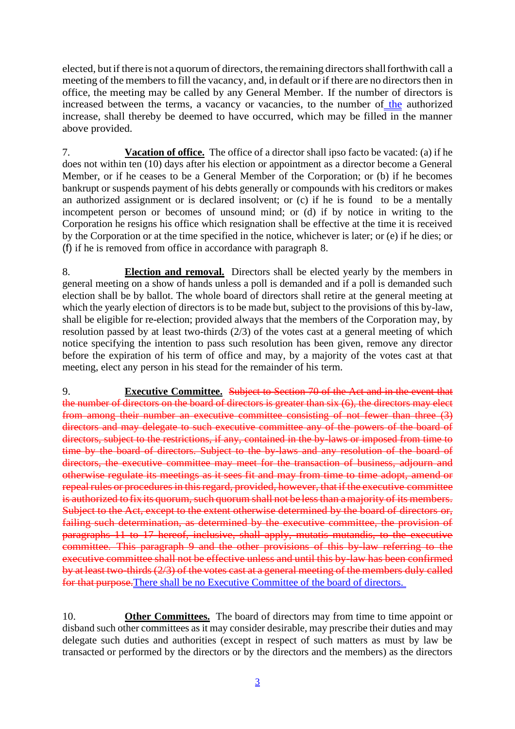elected, but if there is not a quorum of directors, the remaining directors shall forthwith call a meeting of the members to fill the vacancy, and, in default or if there are no directors then in office, the meeting may be called by any General Member. If the number of directors is increased between the terms, a vacancy or vacancies, to the number of the authorized increase, shall thereby be deemed to have occurred, which may be filled in the manner above provided.

7. **Vacation of office.** The office of a director shall ipso facto be vacated: (a) if he does not within ten (10) days after his election or appointment as a director become a General Member, or if he ceases to be a General Member of the Corporation; or (b) if he becomes bankrupt or suspends payment of his debts generally or compounds with his creditors or makes an authorized assignment or is declared insolvent; or (c) if he is found to be a mentally incompetent person or becomes of unsound mind; or (d) if by notice in writing to the Corporation he resigns his office which resignation shall be effective at the time it is received by the Corporation or at the time specified in the notice, whichever is later; or (e) if he dies; or (f) if he is removed from office in accordance with paragraph 8.

8. **Election and removal.** Directors shall be elected yearly by the members in general meeting on a show of hands unless a poll is demanded and if a poll is demanded such election shall be by ballot. The whole board of directors shall retire at the general meeting at which the yearly election of directors is to be made but, subject to the provisions of this by-law, shall be eligible for re-election; provided always that the members of the Corporation may, by resolution passed by at least two-thirds (2/3) of the votes cast at a general meeting of which notice specifying the intention to pass such resolution has been given, remove any director before the expiration of his term of office and may, by a majority of the votes cast at that meeting, elect any person in his stead for the remainder of his term.

9. **Executive Committee.** ~~Subject to Section 70 of the Act and in the event that the number of directors on the board of directors is greater than six (6), the directors may elect from among their number an executive committee consisting of not fewer than three (3) directors and may delegate to such executive committee any of the powers of the board of directors, subject to the restrictions, if any, contained in the by-laws or imposed from time to time by the board of directors. Subject to the by-laws and any resolution of the board of directors, the executive committee may meet for the transaction of business, adjourn and otherwise regulate its meetings as it sees fit and may from time to time adopt, amend or repeal rules or procedures in this regard, provided, however, that if the executive committee is authorized to fix its quorum, such quorum shall not be less than a majority of its members. Subject to the Act, except to the extent otherwise determined by the board of directors or, failing such determination, as determined by the executive committee, the provision of paragraphs 11 to 17 hereof, inclusive, shall apply, mutatis mutandis, to the executive committee. This paragraph 9 and the other provisions of this by-law referring to the executive committee shall not be effective unless and until this by-law has been confirmed by at least two-thirds (2/3) of the votes cast at a general meeting of the members duly called for that purpose.~~ There shall be no Executive Committee of the board of directors.

10. **Other Committees.** The board of directors may from time to time appoint or disband such other committees as it may consider desirable, may prescribe their duties and may delegate such duties and authorities (except in respect of such matters as must by law be transacted or performed by the directors or by the directors and the members) as the directors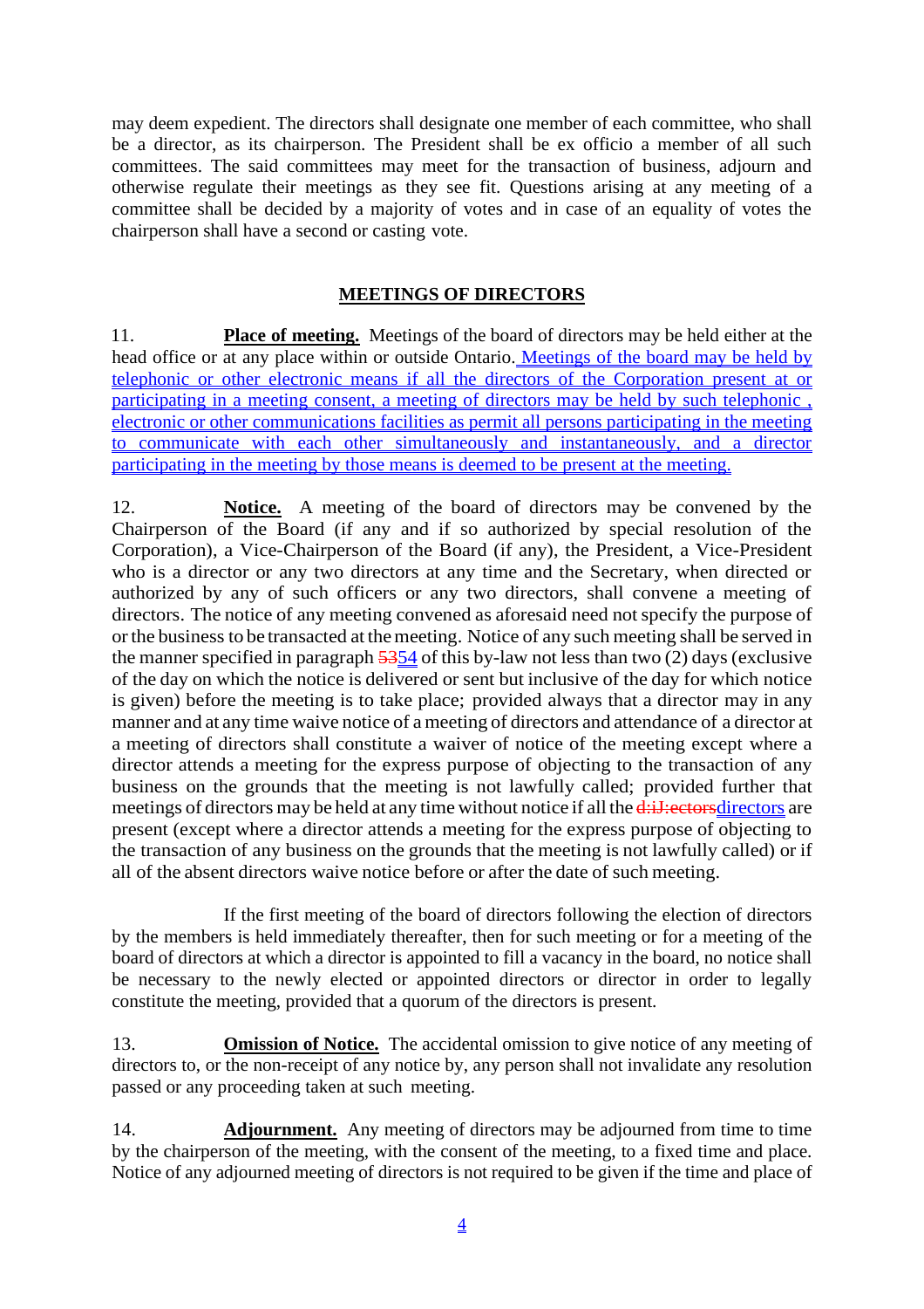may deem expedient. The directors shall designate one member of each committee, who shall be a director, as its chairperson. The President shall be ex officio a member of all such committees. The said committees may meet for the transaction of business, adjourn and otherwise regulate their meetings as they see fit. Questions arising at any meeting of a committee shall be decided by a majority of votes and in case of an equality of votes the chairperson shall have a second or casting vote.

## MEETINGS OF DIRECTORS

11. **Place of meeting.** Meetings of the board of directors may be held either at the head office or at any place within or outside Ontario. Meetings of the board may be held by telephonic or other electronic means if all the directors of the Corporation present at or participating in a meeting consent, a meeting of directors may be held by such telephonic , electronic or other communications facilities as permit all persons participating in the meeting to communicate with each other simultaneously and instantaneously, and a director participating in the meeting by those means is deemed to be present at the meeting.

12. **Notice.** A meeting of the board of directors may be convened by the Chairperson of the Board (if any and if so authorized by special resolution of the Corporation), a Vice-Chairperson of the Board (if any), the President, a Vice-President who is a director or any two directors at any time and the Secretary, when directed or authorized by any of such officers or any two directors, shall convene a meeting of directors. The notice of any meeting convened as aforesaid need not specify the purpose of or the business to be transacted at the meeting. Notice of any such meeting shall be served in the manner specified in paragraph ~~53~~54 of this by-law not less than two (2) days (exclusive of the day on which the notice is delivered or sent but inclusive of the day for which notice is given) before the meeting is to take place; provided always that a director may in any manner and at any time waive notice of a meeting of directors and attendance of a director at a meeting of directors shall constitute a waiver of notice of the meeting except where a director attends a meeting for the express purpose of objecting to the transaction of any business on the grounds that the meeting is not lawfully called; provided further that meetings of directors may be held at any time without notice if all the ~~d:iJ:ectors~~directors are present (except where a director attends a meeting for the express purpose of objecting to the transaction of any business on the grounds that the meeting is not lawfully called) or if all of the absent directors waive notice before or after the date of such meeting.

If the first meeting of the board of directors following the election of directors by the members is held immediately thereafter, then for such meeting or for a meeting of the board of directors at which a director is appointed to fill a vacancy in the board, no notice shall be necessary to the newly elected or appointed directors or director in order to legally constitute the meeting, provided that a quorum of the directors is present.

13. **Omission of Notice.** The accidental omission to give notice of any meeting of directors to, or the non-receipt of any notice by, any person shall not invalidate any resolution passed or any proceeding taken at such meeting.

14. **Adjournment.** Any meeting of directors may be adjourned from time to time by the chairperson of the meeting, with the consent of the meeting, to a fixed time and place. Notice of any adjourned meeting of directors is not required to be given if the time and place of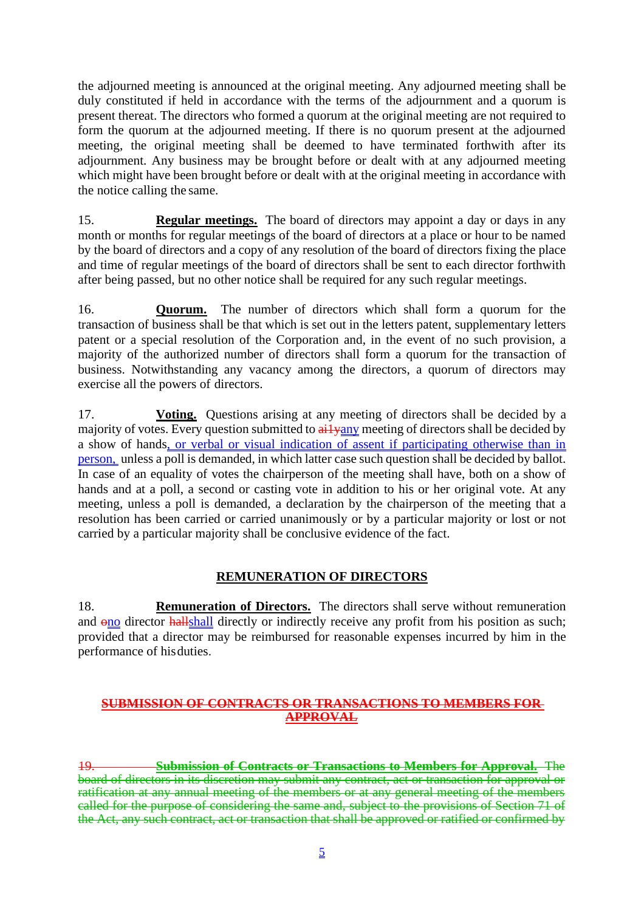the adjourned meeting is announced at the original meeting. Any adjourned meeting shall be duly constituted if held in accordance with the terms of the adjournment and a quorum is present thereat. The directors who formed a quorum at the original meeting are not required to form the quorum at the adjourned meeting. If there is no quorum present at the adjourned meeting, the original meeting shall be deemed to have terminated forthwith after its adjournment. Any business may be brought before or dealt with at any adjourned meeting which might have been brought before or dealt with at the original meeting in accordance with the notice calling the same.

15. **Regular meetings.** The board of directors may appoint a day or days in any month or months for regular meetings of the board of directors at a place or hour to be named by the board of directors and a copy of any resolution of the board of directors fixing the place and time of regular meetings of the board of directors shall be sent to each director forthwith after being passed, but no other notice shall be required for any such regular meetings.

16. **Quorum.** The number of directors which shall form a quorum for the transaction of business shall be that which is set out in the letters patent, supplementary letters patent or a special resolution of the Corporation and, in the event of no such provision, a majority of the authorized number of directors shall form a quorum for the transaction of business. Notwithstanding any vacancy among the directors, a quorum of directors may exercise all the powers of directors.

17. **Voting.** Questions arising at any meeting of directors shall be decided by a majority of votes. Every question submitted to ~~ai1y~~any meeting of directors shall be decided by a show of hands, or verbal or visual indication of assent if participating otherwise than in person, unless a poll is demanded, in which latter case such question shall be decided by ballot. In case of an equality of votes the chairperson of the meeting shall have, both on a show of hands and at a poll, a second or casting vote in addition to his or her original vote. At any meeting, unless a poll is demanded, a declaration by the chairperson of the meeting that a resolution has been carried or carried unanimously or by a particular majority or lost or not carried by a particular majority shall be conclusive evidence of the fact.

## REMUNERATION OF DIRECTORS

18. **Remuneration of Directors.** The directors shall serve without remuneration and ~~o~~no director ~~hall~~shall directly or indirectly receive any profit from his position as such; provided that a director may be reimbursed for reasonable expenses incurred by him in the performance of his duties.

## ~~SUBMISSION OF CONTRACTS OR TRANSACTIONS TO MEMBERS FOR APPROVAL~~

~~19. **Submission of Contracts or Transactions to Members for Approval.** The board of directors in its discretion may submit any contract, act or transaction for approval or ratification at any annual meeting of the members or at any general meeting of the members called for the purpose of considering the same and, subject to the provisions of Section 71 of the Act, any such contract, act or transaction that shall be approved or ratified or confirmed by~~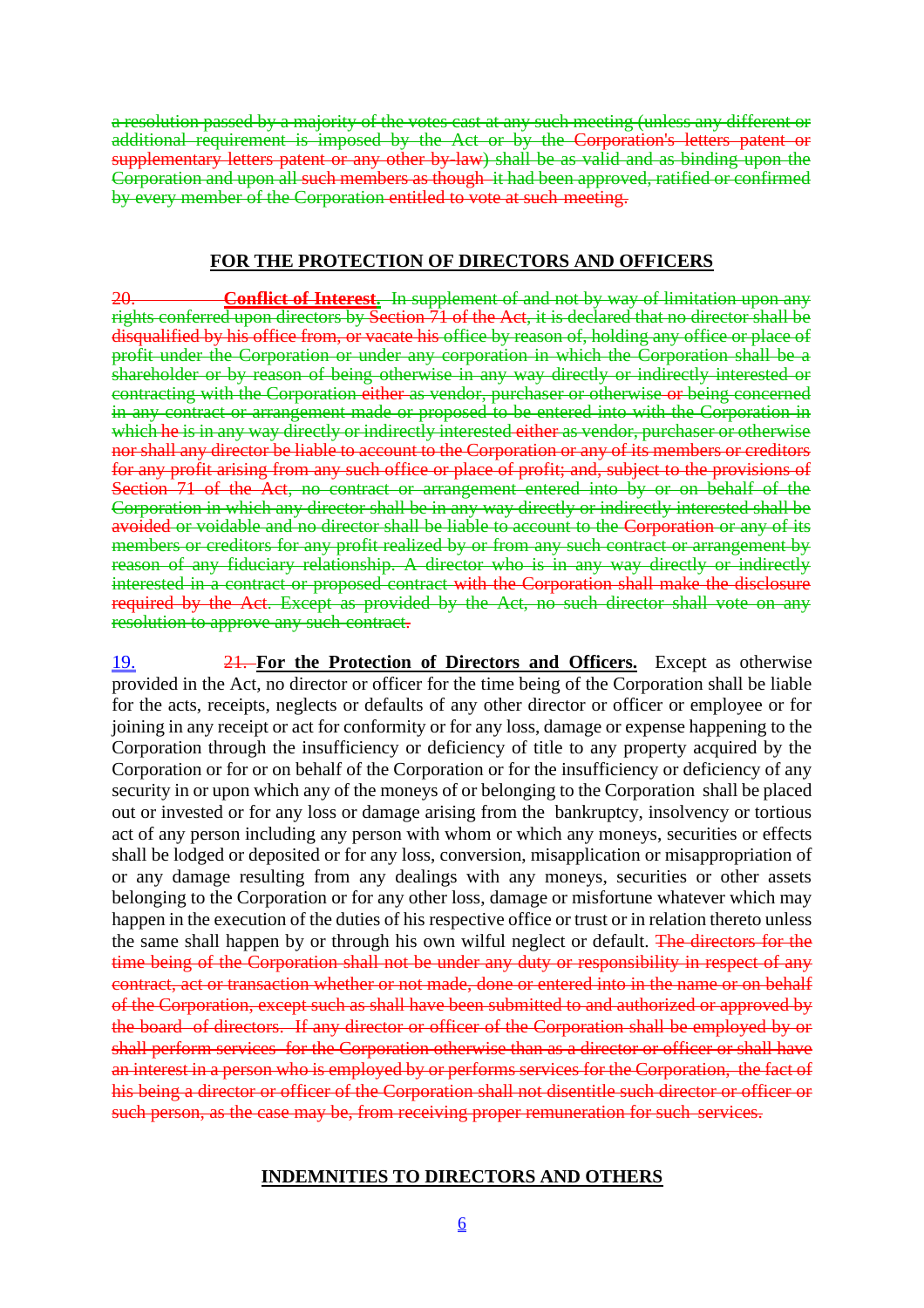~~a resolution passed by a majority of the votes cast at any such meeting (unless any different or additional requirement is imposed by the Act or by the Corporation's letters patent or supplementary letters patent or any other by-law) shall be as valid and as binding upon the Corporation and upon all such members as though it had been approved, ratified or confirmed by every member of the Corporation entitled to vote at such meeting.~~

## FOR THE PROTECTION OF DIRECTORS AND OFFICERS

~~20. **Conflict of Interest.** In supplement of and not by way of limitation upon any rights conferred upon directors by Section 71 of the Act, it is declared that no director shall be disqualified by his office from, or vacate his office by reason of, holding any office or place of profit under the Corporation or under any corporation in which the Corporation shall be a shareholder or by reason of being otherwise in any way directly or indirectly interested or contracting with the Corporation either as vendor, purchaser or otherwise or being concerned in any contract or arrangement made or proposed to be entered into with the Corporation in which he is in any way directly or indirectly interested either as vendor, purchaser or otherwise nor shall any director be liable to account to the Corporation or any of its members or creditors for any profit arising from any such office or place of profit; and, subject to the provisions of Section 71 of the Act, no contract or arrangement entered into by or on behalf of the Corporation in which any director shall be in any way directly or indirectly interested shall be avoided or voidable and no director shall be liable to account to the Corporation or any of its members or creditors for any profit realized by or from any such contract or arrangement by reason of any fiduciary relationship. A director who is in any way directly or indirectly interested in a contract or proposed contract with the Corporation shall make the disclosure required by the Act. Except as provided by the Act, no such director shall vote on any resolution to approve any such contract.~~

19. ~~21.~~ **For the Protection of Directors and Officers.** Except as otherwise provided in the Act, no director or officer for the time being of the Corporation shall be liable for the acts, receipts, neglects or defaults of any other director or officer or employee or for joining in any receipt or act for conformity or for any loss, damage or expense happening to the Corporation through the insufficiency or deficiency of title to any property acquired by the Corporation or for or on behalf of the Corporation or for the insufficiency or deficiency of any security in or upon which any of the moneys of or belonging to the Corporation shall be placed out or invested or for any loss or damage arising from the bankruptcy, insolvency or tortious act of any person including any person with whom or which any moneys, securities or effects shall be lodged or deposited or for any loss, conversion, misapplication or misappropriation of or any damage resulting from any dealings with any moneys, securities or other assets belonging to the Corporation or for any other loss, damage or misfortune whatever which may happen in the execution of the duties of his respective office or trust or in relation thereto unless the same shall happen by or through his own wilful neglect or default. ~~The directors for the time being of the Corporation shall not be under any duty or responsibility in respect of any contract, act or transaction whether or not made, done or entered into in the name or on behalf of the Corporation, except such as shall have been submitted to and authorized or approved by the board of directors. If any director or officer of the Corporation shall be employed by or shall perform services for the Corporation otherwise than as a director or officer or shall have an interest in a person who is employed by or performs services for the Corporation, the fact of his being a director or officer of the Corporation shall not disentitle such director or officer or such person, as the case may be, from receiving proper remuneration for such services.~~

## INDEMNITIES TO DIRECTORS AND OTHERS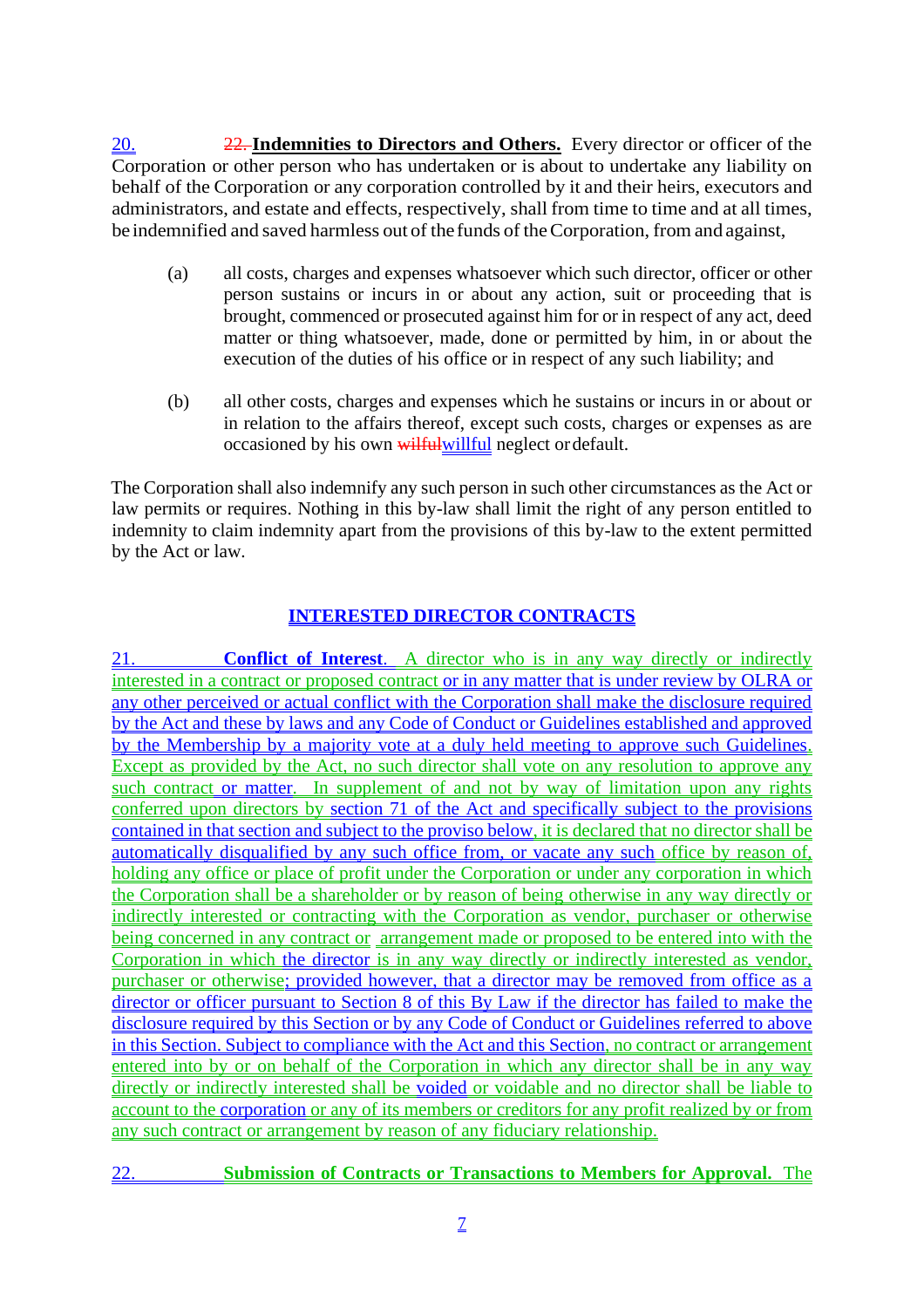20. ~~22.~~ **Indemnities to Directors and Others.** Every director or officer of the Corporation or other person who has undertaken or is about to undertake any liability on behalf of the Corporation or any corporation controlled by it and their heirs, executors and administrators, and estate and effects, respectively, shall from time to time and at all times, be indemnified and saved harmless out of the funds of the Corporation, from and against,

(a) all costs, charges and expenses whatsoever which such director, officer or other person sustains or incurs in or about any action, suit or proceeding that is brought, commenced or prosecuted against him for or in respect of any act, deed matter or thing whatsoever, made, done or permitted by him, in or about the execution of the duties of his office or in respect of any such liability; and

(b) all other costs, charges and expenses which he sustains or incurs in or about or in relation to the affairs thereof, except such costs, charges or expenses as are occasioned by his own ~~wilful~~willful neglect or default.

The Corporation shall also indemnify any such person in such other circumstances as the Act or law permits or requires. Nothing in this by-law shall limit the right of any person entitled to indemnity to claim indemnity apart from the provisions of this by-law to the extent permitted by the Act or law.

## INTERESTED DIRECTOR CONTRACTS

21. **Conflict of Interest.** A director who is in any way directly or indirectly interested in a contract or proposed contract or in any matter that is under review by OLRA or any other perceived or actual conflict with the Corporation shall make the disclosure required by the Act and these by laws and any Code of Conduct or Guidelines established and approved by the Membership by a majority vote at a duly held meeting to approve such Guidelines. Except as provided by the Act, no such director shall vote on any resolution to approve any such contract or matter. In supplement of and not by way of limitation upon any rights conferred upon directors by section 71 of the Act and specifically subject to the provisions contained in that section and subject to the proviso below, it is declared that no director shall be automatically disqualified by any such office from, or vacate any such office by reason of, holding any office or place of profit under the Corporation or under any corporation in which the Corporation shall be a shareholder or by reason of being otherwise in any way directly or indirectly interested or contracting with the Corporation as vendor, purchaser or otherwise being concerned in any contract or arrangement made or proposed to be entered into with the Corporation in which the director is in any way directly or indirectly interested as vendor, purchaser or otherwise; provided however, that a director may be removed from office as a director or officer pursuant to Section 8 of this By Law if the director has failed to make the disclosure required by this Section or by any Code of Conduct or Guidelines referred to above in this Section. Subject to compliance with the Act and this Section, no contract or arrangement entered into by or on behalf of the Corporation in which any director shall be in any way directly or indirectly interested shall be voided or voidable and no director shall be liable to account to the corporation or any of its members or creditors for any profit realized by or from any such contract or arrangement by reason of any fiduciary relationship.

22. **Submission of Contracts or Transactions to Members for Approval.** The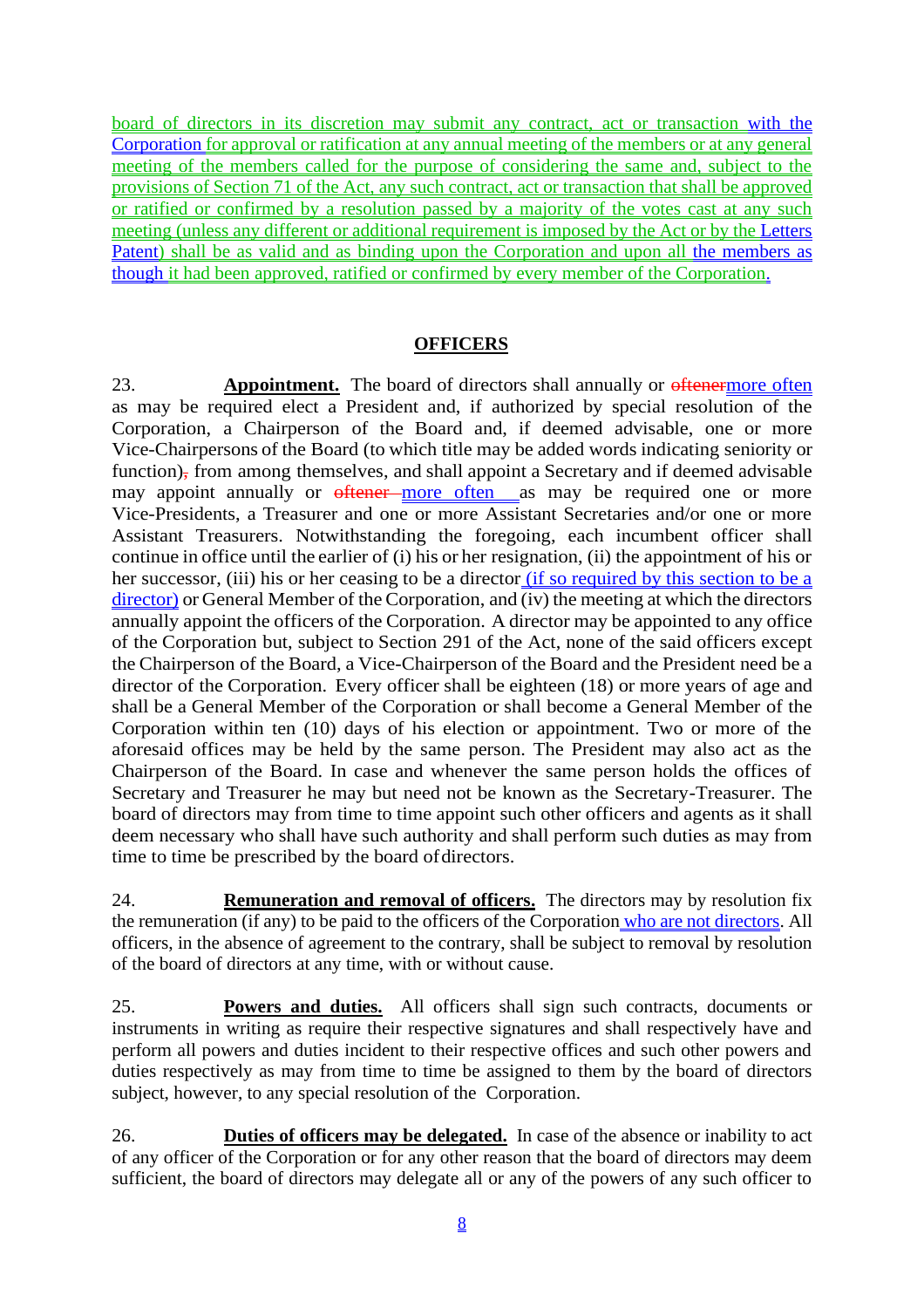board of directors in its discretion may submit any contract, act or transaction with the Corporation for approval or ratification at any annual meeting of the members or at any general meeting of the members called for the purpose of considering the same and, subject to the provisions of Section 71 of the Act, any such contract, act or transaction that shall be approved or ratified or confirmed by a resolution passed by a majority of the votes cast at any such meeting (unless any different or additional requirement is imposed by the Act or by the Letters Patent) shall be as valid and as binding upon the Corporation and upon all the members as though it had been approved, ratified or confirmed by every member of the Corporation.

## OFFICERS

23. **Appointment.** The board of directors shall annually or ~~oftener~~more often as may be required elect a President and, if authorized by special resolution of the Corporation, a Chairperson of the Board and, if deemed advisable, one or more Vice-Chairpersons of the Board (to which title may be added words indicating seniority or function)~~,~~ from among themselves, and shall appoint a Secretary and if deemed advisable may appoint annually or ~~oftener~~ more often as may be required one or more Vice-Presidents, a Treasurer and one or more Assistant Secretaries and/or one or more Assistant Treasurers. Notwithstanding the foregoing, each incumbent officer shall continue in office until the earlier of (i) his or her resignation, (ii) the appointment of his or her successor, (iii) his or her ceasing to be a director (if so required by this section to be a director) or General Member of the Corporation, and (iv) the meeting at which the directors annually appoint the officers of the Corporation. A director may be appointed to any office of the Corporation but, subject to Section 291 of the Act, none of the said officers except the Chairperson of the Board, a Vice-Chairperson of the Board and the President need be a director of the Corporation. Every officer shall be eighteen (18) or more years of age and shall be a General Member of the Corporation or shall become a General Member of the Corporation within ten (10) days of his election or appointment. Two or more of the aforesaid offices may be held by the same person. The President may also act as the Chairperson of the Board. In case and whenever the same person holds the offices of Secretary and Treasurer he may but need not be known as the Secretary-Treasurer. The board of directors may from time to time appoint such other officers and agents as it shall deem necessary who shall have such authority and shall perform such duties as may from time to time be prescribed by the board of directors.

24. **Remuneration and removal of officers.** The directors may by resolution fix the remuneration (if any) to be paid to the officers of the Corporation who are not directors. All officers, in the absence of agreement to the contrary, shall be subject to removal by resolution of the board of directors at any time, with or without cause.

25. **Powers and duties.** All officers shall sign such contracts, documents or instruments in writing as require their respective signatures and shall respectively have and perform all powers and duties incident to their respective offices and such other powers and duties respectively as may from time to time be assigned to them by the board of directors subject, however, to any special resolution of the Corporation.

26. **Duties of officers may be delegated.** In case of the absence or inability to act of any officer of the Corporation or for any other reason that the board of directors may deem sufficient, the board of directors may delegate all or any of the powers of any such officer to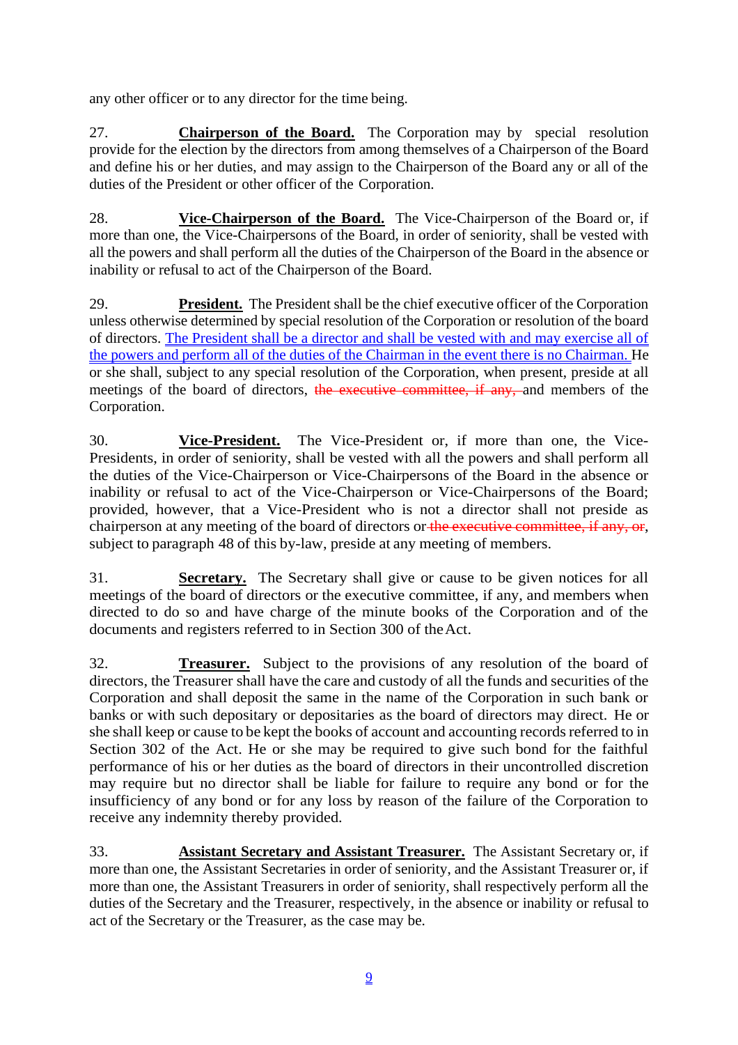any other officer or to any director for the time being.

27. **Chairperson of the Board.** The Corporation may by special resolution provide for the election by the directors from among themselves of a Chairperson of the Board and define his or her duties, and may assign to the Chairperson of the Board any or all of the duties of the President or other officer of the Corporation.

28. **Vice-Chairperson of the Board.** The Vice-Chairperson of the Board or, if more than one, the Vice-Chairpersons of the Board, in order of seniority, shall be vested with all the powers and shall perform all the duties of the Chairperson of the Board in the absence or inability or refusal to act of the Chairperson of the Board.

29. **President.** The President shall be the chief executive officer of the Corporation unless otherwise determined by special resolution of the Corporation or resolution of the board of directors. The President shall be a director and shall be vested with and may exercise all of the powers and perform all of the duties of the Chairman in the event there is no Chairman. He or she shall, subject to any special resolution of the Corporation, when present, preside at all meetings of the board of directors, ~~the executive committee, if any,~~ and members of the Corporation.

30. **Vice-President.** The Vice-President or, if more than one, the Vice-Presidents, in order of seniority, shall be vested with all the powers and shall perform all the duties of the Vice-Chairperson or Vice-Chairpersons of the Board in the absence or inability or refusal to act of the Vice-Chairperson or Vice-Chairpersons of the Board; provided, however, that a Vice-President who is not a director shall not preside as chairperson at any meeting of the board of directors or ~~the executive committee, if any, or~~, subject to paragraph 48 of this by-law, preside at any meeting of members.

31. **Secretary.** The Secretary shall give or cause to be given notices for all meetings of the board of directors or the executive committee, if any, and members when directed to do so and have charge of the minute books of the Corporation and of the documents and registers referred to in Section 300 of the Act.

32. **Treasurer.** Subject to the provisions of any resolution of the board of directors, the Treasurer shall have the care and custody of all the funds and securities of the Corporation and shall deposit the same in the name of the Corporation in such bank or banks or with such depositary or depositaries as the board of directors may direct. He or she shall keep or cause to be kept the books of account and accounting records referred to in Section 302 of the Act. He or she may be required to give such bond for the faithful performance of his or her duties as the board of directors in their uncontrolled discretion may require but no director shall be liable for failure to require any bond or for the insufficiency of any bond or for any loss by reason of the failure of the Corporation to receive any indemnity thereby provided.

33. **Assistant Secretary and Assistant Treasurer.** The Assistant Secretary or, if more than one, the Assistant Secretaries in order of seniority, and the Assistant Treasurer or, if more than one, the Assistant Treasurers in order of seniority, shall respectively perform all the duties of the Secretary and the Treasurer, respectively, in the absence or inability or refusal to act of the Secretary or the Treasurer, as the case may be.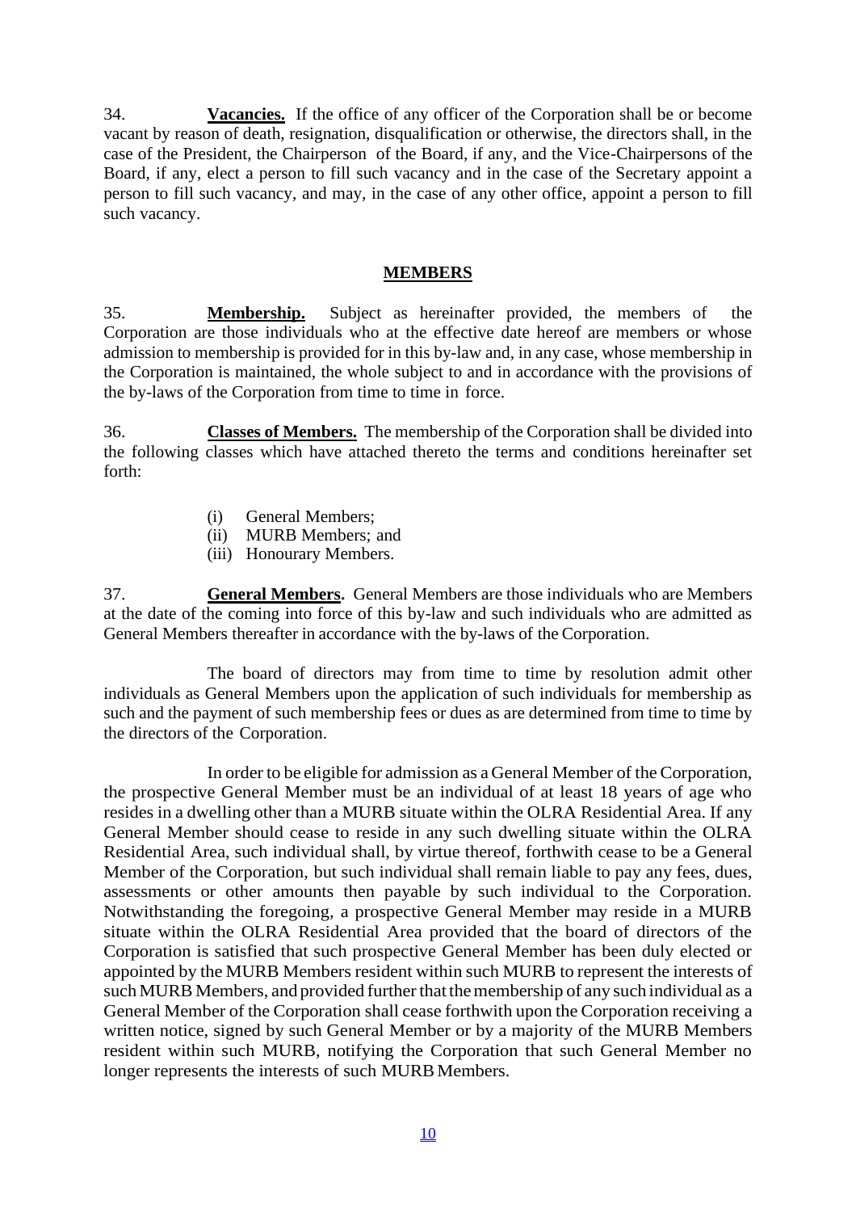34. **Vacancies.** If the office of any officer of the Corporation shall be or become vacant by reason of death, resignation, disqualification or otherwise, the directors shall, in the case of the President, the Chairperson of the Board, if any, and the Vice-Chairpersons of the Board, if any, elect a person to fill such vacancy and in the case of the Secretary appoint a person to fill such vacancy, and may, in the case of any other office, appoint a person to fill such vacancy.

## MEMBERS

35. **Membership.** Subject as hereinafter provided, the members of the Corporation are those individuals who at the effective date hereof are members or whose admission to membership is provided for in this by-law and, in any case, whose membership in the Corporation is maintained, the whole subject to and in accordance with the provisions of the by-laws of the Corporation from time to time in force.

36. **Classes of Members.** The membership of the Corporation shall be divided into the following classes which have attached thereto the terms and conditions hereinafter set forth:

(i) General Members;
(ii) MURB Members; and
(iii) Honourary Members.

37. **General Members.** General Members are those individuals who are Members at the date of the coming into force of this by-law and such individuals who are admitted as General Members thereafter in accordance with the by-laws of the Corporation.

The board of directors may from time to time by resolution admit other individuals as General Members upon the application of such individuals for membership as such and the payment of such membership fees or dues as are determined from time to time by the directors of the Corporation.

In order to be eligible for admission as a General Member of the Corporation, the prospective General Member must be an individual of at least 18 years of age who resides in a dwelling other than a MURB situate within the OLRA Residential Area. If any General Member should cease to reside in any such dwelling situate within the OLRA Residential Area, such individual shall, by virtue thereof, forthwith cease to be a General Member of the Corporation, but such individual shall remain liable to pay any fees, dues, assessments or other amounts then payable by such individual to the Corporation. Notwithstanding the foregoing, a prospective General Member may reside in a MURB situate within the OLRA Residential Area provided that the board of directors of the Corporation is satisfied that such prospective General Member has been duly elected or appointed by the MURB Members resident within such MURB to represent the interests of such MURB Members, and provided further that the membership of any such individual as a General Member of the Corporation shall cease forthwith upon the Corporation receiving a written notice, signed by such General Member or by a majority of the MURB Members resident within such MURB, notifying the Corporation that such General Member no longer represents the interests of such MURB Members.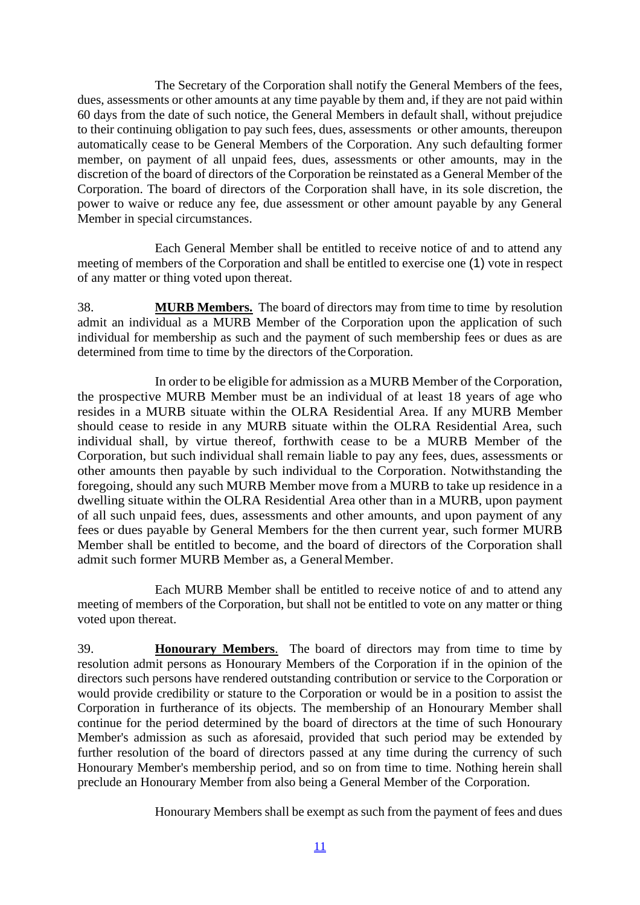The Secretary of the Corporation shall notify the General Members of the fees, dues, assessments or other amounts at any time payable by them and, if they are not paid within 60 days from the date of such notice, the General Members in default shall, without prejudice to their continuing obligation to pay such fees, dues, assessments or other amounts, thereupon automatically cease to be General Members of the Corporation. Any such defaulting former member, on payment of all unpaid fees, dues, assessments or other amounts, may in the discretion of the board of directors of the Corporation be reinstated as a General Member of the Corporation. The board of directors of the Corporation shall have, in its sole discretion, the power to waive or reduce any fee, due assessment or other amount payable by any General Member in special circumstances.

Each General Member shall be entitled to receive notice of and to attend any meeting of members of the Corporation and shall be entitled to exercise one (1) vote in respect of any matter or thing voted upon thereat.

38. **MURB Members.** The board of directors may from time to time by resolution admit an individual as a MURB Member of the Corporation upon the application of such individual for membership as such and the payment of such membership fees or dues as are determined from time to time by the directors of the Corporation.

In order to be eligible for admission as a MURB Member of the Corporation, the prospective MURB Member must be an individual of at least 18 years of age who resides in a MURB situate within the OLRA Residential Area. If any MURB Member should cease to reside in any MURB situate within the OLRA Residential Area, such individual shall, by virtue thereof, forthwith cease to be a MURB Member of the Corporation, but such individual shall remain liable to pay any fees, dues, assessments or other amounts then payable by such individual to the Corporation. Notwithstanding the foregoing, should any such MURB Member move from a MURB to take up residence in a dwelling situate within the OLRA Residential Area other than in a MURB, upon payment of all such unpaid fees, dues, assessments and other amounts, and upon payment of any fees or dues payable by General Members for the then current year, such former MURB Member shall be entitled to become, and the board of directors of the Corporation shall admit such former MURB Member as, a General Member.

Each MURB Member shall be entitled to receive notice of and to attend any meeting of members of the Corporation, but shall not be entitled to vote on any matter or thing voted upon thereat.

39. **Honourary Members**. The board of directors may from time to time by resolution admit persons as Honourary Members of the Corporation if in the opinion of the directors such persons have rendered outstanding contribution or service to the Corporation or would provide credibility or stature to the Corporation or would be in a position to assist the Corporation in furtherance of its objects. The membership of an Honourary Member shall continue for the period determined by the board of directors at the time of such Honourary Member's admission as such as aforesaid, provided that such period may be extended by further resolution of the board of directors passed at any time during the currency of such Honourary Member's membership period, and so on from time to time. Nothing herein shall preclude an Honourary Member from also being a General Member of the Corporation.

Honourary Members shall be exempt as such from the payment of fees and dues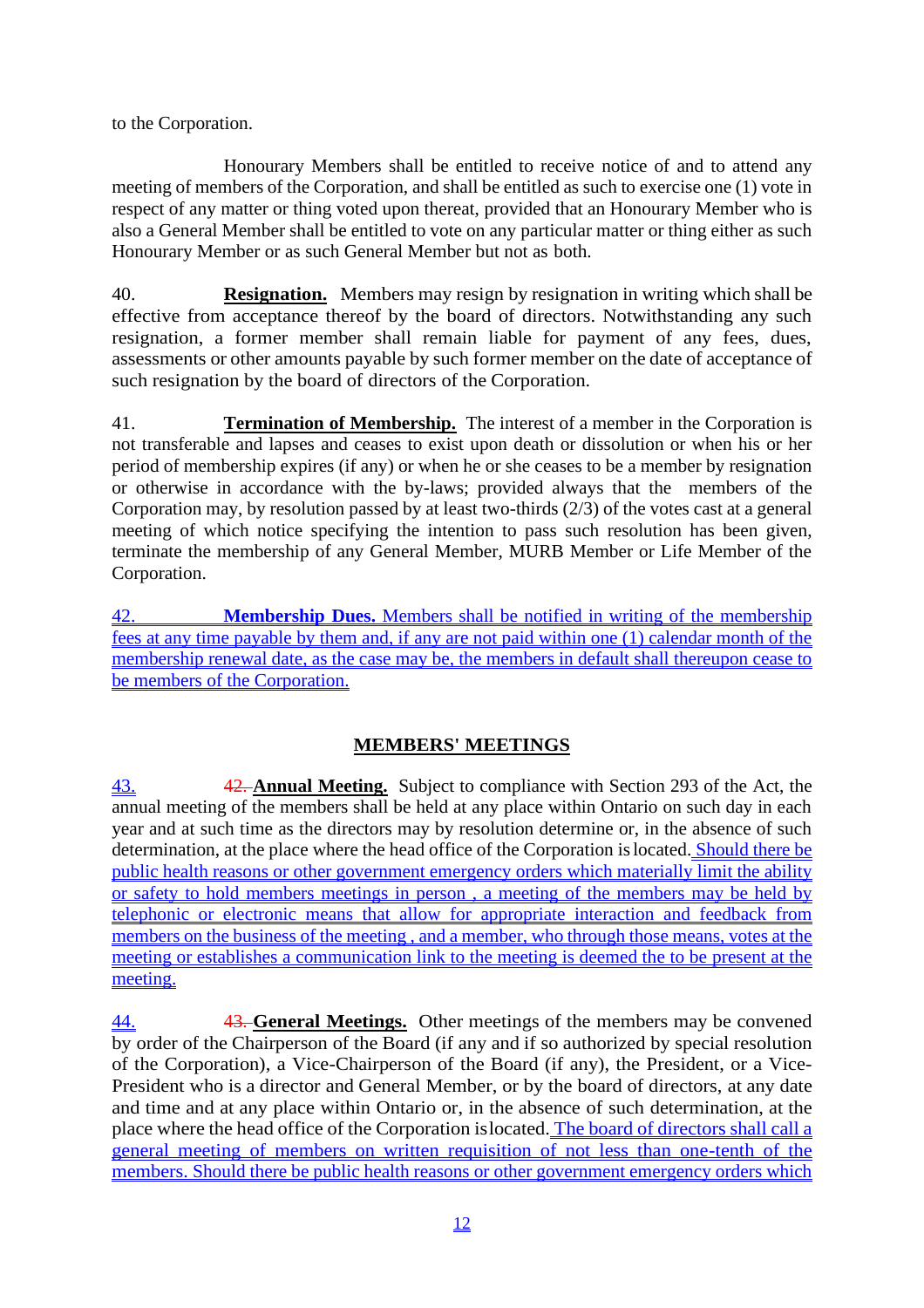to the Corporation.

Honourary Members shall be entitled to receive notice of and to attend any meeting of members of the Corporation, and shall be entitled as such to exercise one (1) vote in respect of any matter or thing voted upon thereat, provided that an Honourary Member who is also a General Member shall be entitled to vote on any particular matter or thing either as such Honourary Member or as such General Member but not as both.

40. **Resignation.** Members may resign by resignation in writing which shall be effective from acceptance thereof by the board of directors. Notwithstanding any such resignation, a former member shall remain liable for payment of any fees, dues, assessments or other amounts payable by such former member on the date of acceptance of such resignation by the board of directors of the Corporation.

41. **Termination of Membership.** The interest of a member in the Corporation is not transferable and lapses and ceases to exist upon death or dissolution or when his or her period of membership expires (if any) or when he or she ceases to be a member by resignation or otherwise in accordance with the by-laws; provided always that the members of the Corporation may, by resolution passed by at least two-thirds (2/3) of the votes cast at a general meeting of which notice specifying the intention to pass such resolution has been given, terminate the membership of any General Member, MURB Member or Life Member of the Corporation.

42. **Membership Dues.** Members shall be notified in writing of the membership fees at any time payable by them and, if any are not paid within one (1) calendar month of the membership renewal date, as the case may be, the members in default shall thereupon cease to be members of the Corporation.

## MEMBERS' MEETINGS

43. ~~42.~~ **Annual Meeting.** Subject to compliance with Section 293 of the Act, the annual meeting of the members shall be held at any place within Ontario on such day in each year and at such time as the directors may by resolution determine or, in the absence of such determination, at the place where the head office of the Corporation is located. Should there be public health reasons or other government emergency orders which materially limit the ability or safety to hold members meetings in person , a meeting of the members may be held by telephonic or electronic means that allow for appropriate interaction and feedback from members on the business of the meeting , and a member, who through those means, votes at the meeting or establishes a communication link to the meeting is deemed the to be present at the meeting.

44. ~~43.~~ **General Meetings.** Other meetings of the members may be convened by order of the Chairperson of the Board (if any and if so authorized by special resolution of the Corporation), a Vice-Chairperson of the Board (if any), the President, or a Vice-President who is a director and General Member, or by the board of directors, at any date and time and at any place within Ontario or, in the absence of such determination, at the place where the head office of the Corporation is located. The board of directors shall call a general meeting of members on written requisition of not less than one-tenth of the members. Should there be public health reasons or other government emergency orders which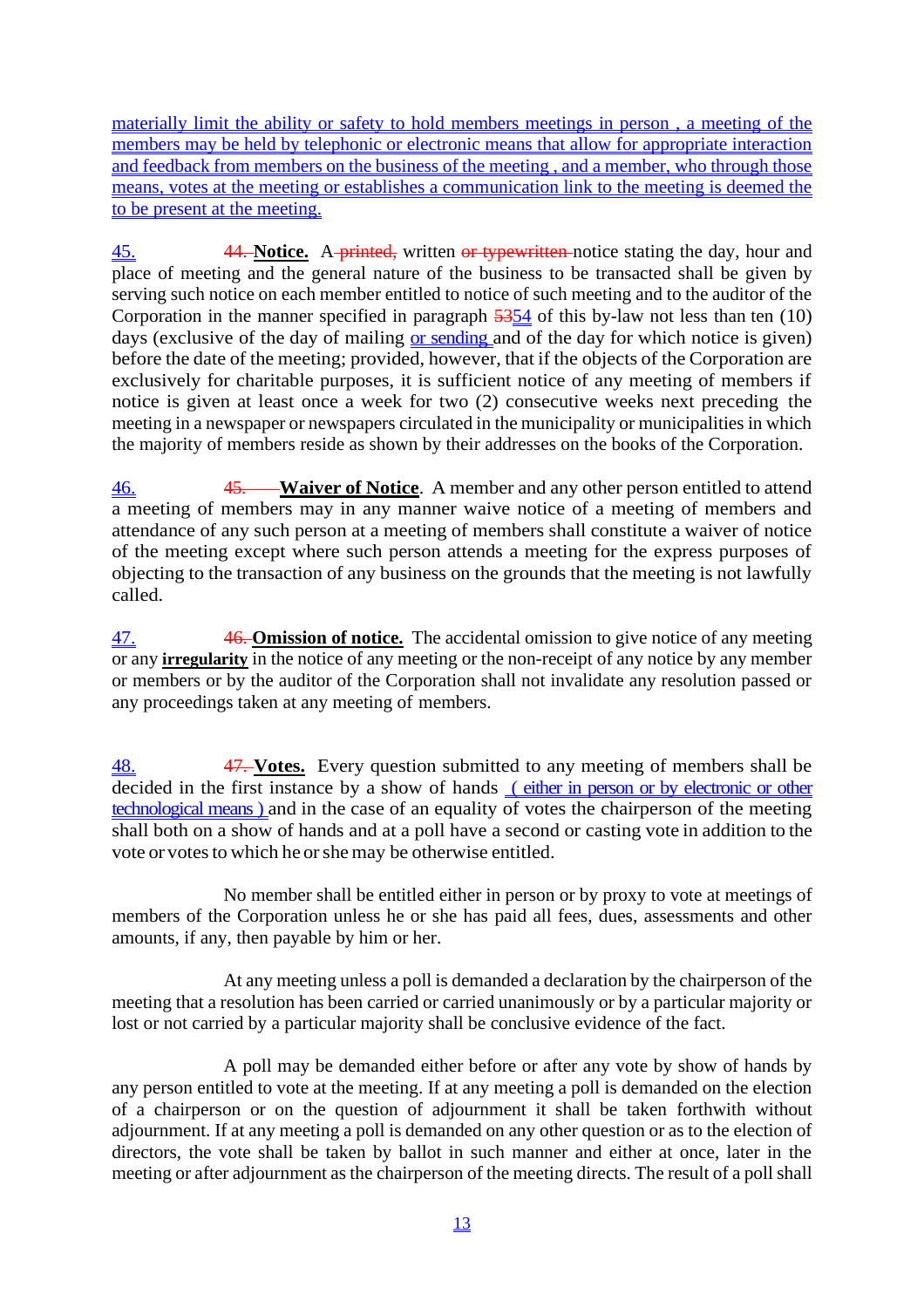materially limit the ability or safety to hold members meetings in person , a meeting of the members may be held by telephonic or electronic means that allow for appropriate interaction and feedback from members on the business of the meeting , and a member, who through those means, votes at the meeting or establishes a communication link to the meeting is deemed the to be present at the meeting.

45. 44. **Notice.** A printed, written or typewritten notice stating the day, hour and place of meeting and the general nature of the business to be transacted shall be given by serving such notice on each member entitled to notice of such meeting and to the auditor of the Corporation in the manner specified in paragraph 5354 of this by-law not less than ten (10) days (exclusive of the day of mailing or sending and of the day for which notice is given) before the date of the meeting; provided, however, that if the objects of the Corporation are exclusively for charitable purposes, it is sufficient notice of any meeting of members if notice is given at least once a week for two (2) consecutive weeks next preceding the meeting in a newspaper or newspapers circulated in the municipality or municipalities in which the majority of members reside as shown by their addresses on the books of the Corporation.

46. 45. **Waiver of Notice**. A member and any other person entitled to attend a meeting of members may in any manner waive notice of a meeting of members and attendance of any such person at a meeting of members shall constitute a waiver of notice of the meeting except where such person attends a meeting for the express purposes of objecting to the transaction of any business on the grounds that the meeting is not lawfully called.

47. 46. **Omission of notice.** The accidental omission to give notice of any meeting or any **irregularity** in the notice of any meeting or the non-receipt of any notice by any member or members or by the auditor of the Corporation shall not invalidate any resolution passed or any proceedings taken at any meeting of members.

48. 47. **Votes.** Every question submitted to any meeting of members shall be decided in the first instance by a show of hands ( either in person or by electronic or other technological means ) and in the case of an equality of votes the chairperson of the meeting shall both on a show of hands and at a poll have a second or casting vote in addition to the vote or votes to which he or she may be otherwise entitled.

No member shall be entitled either in person or by proxy to vote at meetings of members of the Corporation unless he or she has paid all fees, dues, assessments and other amounts, if any, then payable by him or her.

At any meeting unless a poll is demanded a declaration by the chairperson of the meeting that a resolution has been carried or carried unanimously or by a particular majority or lost or not carried by a particular majority shall be conclusive evidence of the fact.

A poll may be demanded either before or after any vote by show of hands by any person entitled to vote at the meeting. If at any meeting a poll is demanded on the election of a chairperson or on the question of adjournment it shall be taken forthwith without adjournment. If at any meeting a poll is demanded on any other question or as to the election of directors, the vote shall be taken by ballot in such manner and either at once, later in the meeting or after adjournment as the chairperson of the meeting directs. The result of a poll shall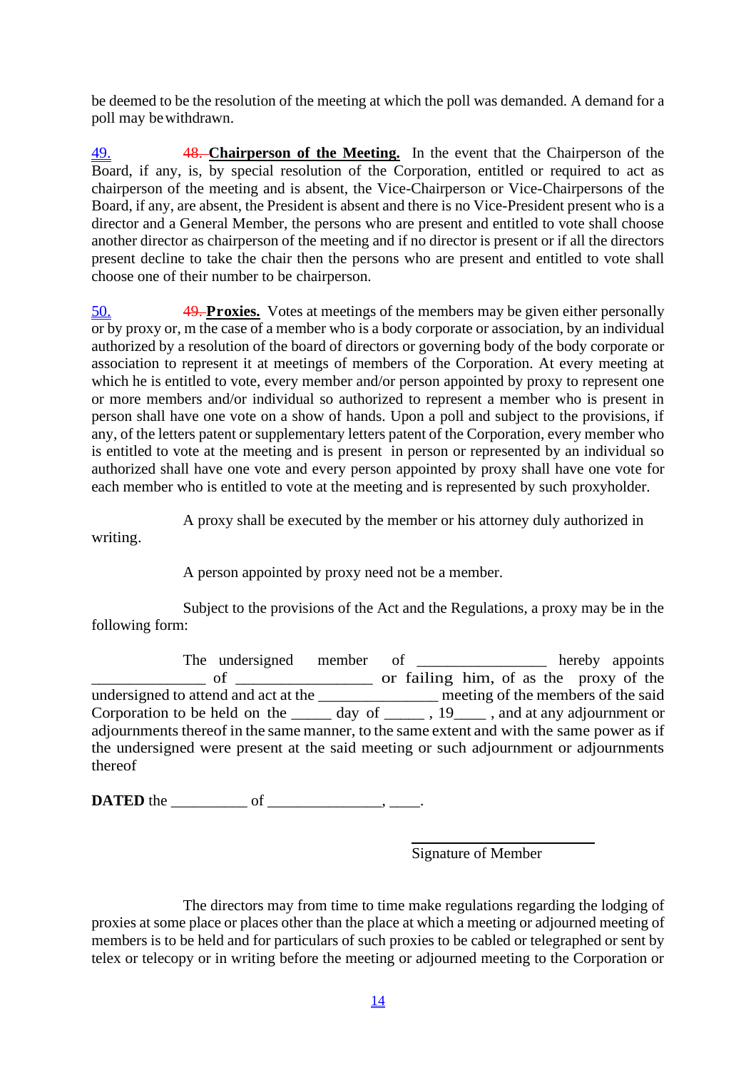be deemed to be the resolution of the meeting at which the poll was demanded. A demand for a poll may be withdrawn.

49. ~~48.~~ **Chairperson of the Meeting.** In the event that the Chairperson of the Board, if any, is, by special resolution of the Corporation, entitled or required to act as chairperson of the meeting and is absent, the Vice-Chairperson or Vice-Chairpersons of the Board, if any, are absent, the President is absent and there is no Vice-President present who is a director and a General Member, the persons who are present and entitled to vote shall choose another director as chairperson of the meeting and if no director is present or if all the directors present decline to take the chair then the persons who are present and entitled to vote shall choose one of their number to be chairperson.

50. ~~49.~~ **Proxies.** Votes at meetings of the members may be given either personally or by proxy or, m the case of a member who is a body corporate or association, by an individual authorized by a resolution of the board of directors or governing body of the body corporate or association to represent it at meetings of members of the Corporation. At every meeting at which he is entitled to vote, every member and/or person appointed by proxy to represent one or more members and/or individual so authorized to represent a member who is present in person shall have one vote on a show of hands. Upon a poll and subject to the provisions, if any, of the letters patent or supplementary letters patent of the Corporation, every member who is entitled to vote at the meeting and is present in person or represented by an individual so authorized shall have one vote and every person appointed by proxy shall have one vote for each member who is entitled to vote at the meeting and is represented by such proxyholder.

A proxy shall be executed by the member or his attorney duly authorized in writing.

A person appointed by proxy need not be a member.

Subject to the provisions of the Act and the Regulations, a proxy may be in the following form:

The undersigned member of ________________ hereby appoints ______________ of _________________ or failing him, of as the proxy of the undersigned to attend and act at the _______________ meeting of the members of the said Corporation to be held on the _____ day of _____ , 19____ , and at any adjournment or adjournments thereof in the same manner, to the same extent and with the same power as if the undersigned were present at the said meeting or such adjournment or adjournments thereof

**DATED** the __________ of ______________, ____.

Signature of Member

The directors may from time to time make regulations regarding the lodging of proxies at some place or places other than the place at which a meeting or adjourned meeting of members is to be held and for particulars of such proxies to be cabled or telegraphed or sent by telex or telecopy or in writing before the meeting or adjourned meeting to the Corporation or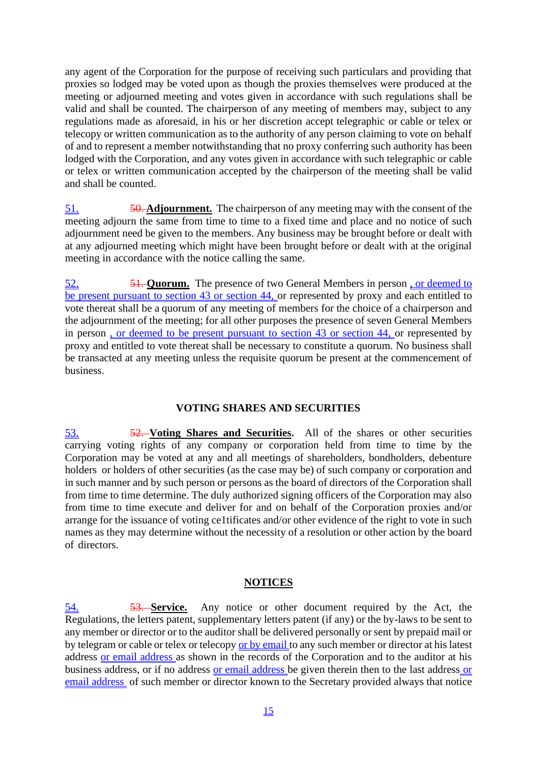any agent of the Corporation for the purpose of receiving such particulars and providing that proxies so lodged may be voted upon as though the proxies themselves were produced at the meeting or adjourned meeting and votes given in accordance with such regulations shall be valid and shall be counted. The chairperson of any meeting of members may, subject to any regulations made as aforesaid, in his or her discretion accept telegraphic or cable or telex or telecopy or written communication as to the authority of any person claiming to vote on behalf of and to represent a member notwithstanding that no proxy conferring such authority has been lodged with the Corporation, and any votes given in accordance with such telegraphic or cable or telex or written communication accepted by the chairperson of the meeting shall be valid and shall be counted.

51. ~~50.~~ **Adjournment.** The chairperson of any meeting may with the consent of the meeting adjourn the same from time to time to a fixed time and place and no notice of such adjournment need be given to the members. Any business may be brought before or dealt with at any adjourned meeting which might have been brought before or dealt with at the original meeting in accordance with the notice calling the same.

52. ~~51.~~ **Quorum.** The presence of two General Members in person , or deemed to be present pursuant to section 43 or section 44, or represented by proxy and each entitled to vote thereat shall be a quorum of any meeting of members for the choice of a chairperson and the adjournment of the meeting; for all other purposes the presence of seven General Members in person , or deemed to be present pursuant to section 43 or section 44, or represented by proxy and entitled to vote thereat shall be necessary to constitute a quorum. No business shall be transacted at any meeting unless the requisite quorum be present at the commencement of business.

## VOTING SHARES AND SECURITIES

53. ~~52.~~ **Voting Shares and Securities.** All of the shares or other securities carrying voting rights of any company or corporation held from time to time by the Corporation may be voted at any and all meetings of shareholders, bondholders, debenture holders or holders of other securities (as the case may be) of such company or corporation and in such manner and by such person or persons as the board of directors of the Corporation shall from time to time determine. The duly authorized signing officers of the Corporation may also from time to time execute and deliver for and on behalf of the Corporation proxies and/or arrange for the issuance of voting ce1tificates and/or other evidence of the right to vote in such names as they may determine without the necessity of a resolution or other action by the board of directors.

## NOTICES

54. ~~53.~~ **Service.** Any notice or other document required by the Act, the Regulations, the letters patent, supplementary letters patent (if any) or the by-laws to be sent to any member or director or to the auditor shall be delivered personally or sent by prepaid mail or by telegram or cable or telex or telecopy or by email to any such member or director at his latest address or email address as shown in the records of the Corporation and to the auditor at his business address, or if no address or email address be given therein then to the last address or email address of such member or director known to the Secretary provided always that notice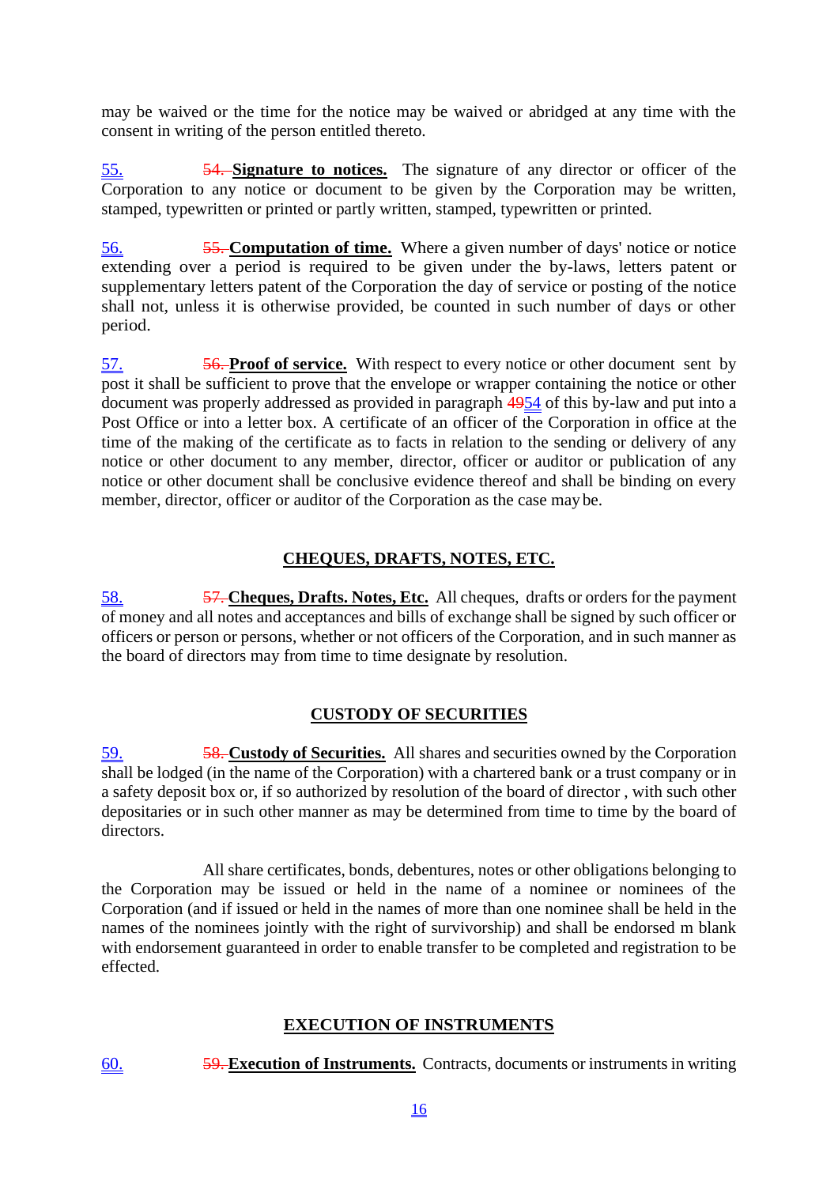may be waived or the time for the notice may be waived or abridged at any time with the consent in writing of the person entitled thereto.

55. ~~54.~~ **Signature to notices.** The signature of any director or officer of the Corporation to any notice or document to be given by the Corporation may be written, stamped, typewritten or printed or partly written, stamped, typewritten or printed.

56. ~~55.~~ **Computation of time.** Where a given number of days' notice or notice extending over a period is required to be given under the by-laws, letters patent or supplementary letters patent of the Corporation the day of service or posting of the notice shall not, unless it is otherwise provided, be counted in such number of days or other period.

57. ~~56.~~ **Proof of service.** With respect to every notice or other document sent by post it shall be sufficient to prove that the envelope or wrapper containing the notice or other document was properly addressed as provided in paragraph ~~49~~54 of this by-law and put into a Post Office or into a letter box. A certificate of an officer of the Corporation in office at the time of the making of the certificate as to facts in relation to the sending or delivery of any notice or other document to any member, director, officer or auditor or publication of any notice or other document shall be conclusive evidence thereof and shall be binding on every member, director, officer or auditor of the Corporation as the case may be.

## CHEQUES, DRAFTS, NOTES, ETC.

58. ~~57.~~ **Cheques, Drafts. Notes, Etc.** All cheques, drafts or orders for the payment of money and all notes and acceptances and bills of exchange shall be signed by such officer or officers or person or persons, whether or not officers of the Corporation, and in such manner as the board of directors may from time to time designate by resolution.

## CUSTODY OF SECURITIES

59. ~~58.~~ **Custody of Securities.** All shares and securities owned by the Corporation shall be lodged (in the name of the Corporation) with a chartered bank or a trust company or in a safety deposit box or, if so authorized by resolution of the board of director , with such other depositaries or in such other manner as may be determined from time to time by the board of directors.

All share certificates, bonds, debentures, notes or other obligations belonging to the Corporation may be issued or held in the name of a nominee or nominees of the Corporation (and if issued or held in the names of more than one nominee shall be held in the names of the nominees jointly with the right of survivorship) and shall be endorsed m blank with endorsement guaranteed in order to enable transfer to be completed and registration to be effected.

## EXECUTION OF INSTRUMENTS

60. ~~59.~~ **Execution of Instruments.** Contracts, documents or instruments in writing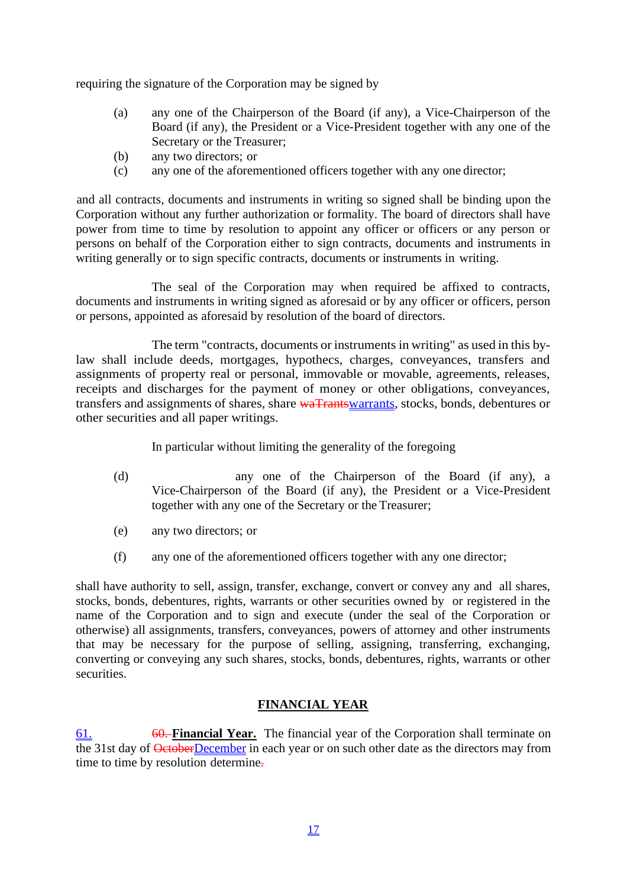requiring the signature of the Corporation may be signed by

(a) any one of the Chairperson of the Board (if any), a Vice-Chairperson of the Board (if any), the President or a Vice-President together with any one of the Secretary or the Treasurer;
(b) any two directors; or
(c) any one of the aforementioned officers together with any one director;

and all contracts, documents and instruments in writing so signed shall be binding upon the Corporation without any further authorization or formality. The board of directors shall have power from time to time by resolution to appoint any officer or officers or any person or persons on behalf of the Corporation either to sign contracts, documents and instruments in writing generally or to sign specific contracts, documents or instruments in writing.

The seal of the Corporation may when required be affixed to contracts, documents and instruments in writing signed as aforesaid or by any officer or officers, person or persons, appointed as aforesaid by resolution of the board of directors.

The term "contracts, documents or instruments in writing" as used in this by-law shall include deeds, mortgages, hypothecs, charges, conveyances, transfers and assignments of property real or personal, immovable or movable, agreements, releases, receipts and discharges for the payment of money or other obligations, conveyances, transfers and assignments of shares, share ~~waTrants~~warrants, stocks, bonds, debentures or other securities and all paper writings.

In particular without limiting the generality of the foregoing

(d) any one of the Chairperson of the Board (if any), a Vice-Chairperson of the Board (if any), the President or a Vice-President together with any one of the Secretary or the Treasurer;

(e) any two directors; or

(f) any one of the aforementioned officers together with any one director;

shall have authority to sell, assign, transfer, exchange, convert or convey any and all shares, stocks, bonds, debentures, rights, warrants or other securities owned by or registered in the name of the Corporation and to sign and execute (under the seal of the Corporation or otherwise) all assignments, transfers, conveyances, powers of attorney and other instruments that may be necessary for the purpose of selling, assigning, transferring, exchanging, converting or conveying any such shares, stocks, bonds, debentures, rights, warrants or other securities.

## FINANCIAL YEAR

61. ~~60.~~ **Financial Year.** The financial year of the Corporation shall terminate on the 31st day of ~~October~~December in each year or on such other date as the directors may from time to time by resolution determine~~.~~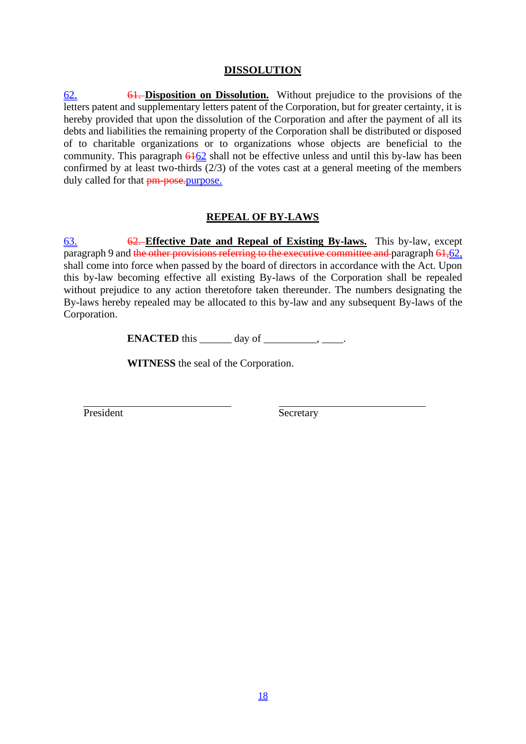## DISSOLUTION

62. ~~61.~~ **Disposition on Dissolution.** Without prejudice to the provisions of the letters patent and supplementary letters patent of the Corporation, but for greater certainty, it is hereby provided that upon the dissolution of the Corporation and after the payment of all its debts and liabilities the remaining property of the Corporation shall be distributed or disposed of to charitable organizations or to organizations whose objects are beneficial to the community. This paragraph ~~61~~62 shall not be effective unless and until this by-law has been confirmed by at least two-thirds (2/3) of the votes cast at a general meeting of the members duly called for that ~~pm-pose.~~purpose.

## REPEAL OF BY-LAWS

63. ~~62.~~ **Effective Date and Repeal of Existing By-laws.** This by-law, except paragraph 9 and ~~the other provisions referring to the executive committee and~~ paragraph ~~61,~~62, shall come into force when passed by the board of directors in accordance with the Act. Upon this by-law becoming effective all existing By-laws of the Corporation shall be repealed without prejudice to any action theretofore taken thereunder. The numbers designating the By-laws hereby repealed may be allocated to this by-law and any subsequent By-laws of the Corporation.

**ENACTED** this ______ day of __________, ____.

**WITNESS** the seal of the Corporation.

______________________________ ______________________________
President Secretary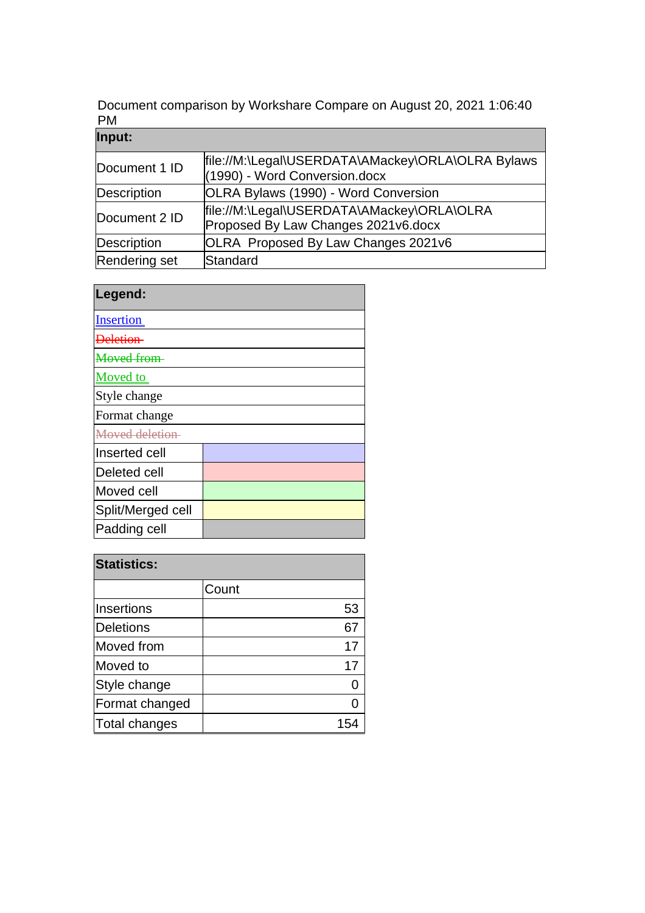Document comparison by Workshare Compare on August 20, 2021 1:06:40 PM

| **Input:** | |
|---|---|
| Document 1 ID | file://M:\Legal\USERDATA\AMackey\ORLA\OLRA Bylaws (1990) - Word Conversion.docx |
| Description | OLRA Bylaws (1990) - Word Conversion |
| Document 2 ID | file://M:\Legal\USERDATA\AMackey\ORLA\OLRA Proposed By Law Changes 2021v6.docx |
| Description | OLRA  Proposed By Law Changes 2021v6 |
| Rendering set | Standard |

| **Legend:** | |
|---|---|
| Insertion | |
| ~~Deletion~~ | |
| ~~Moved from~~ | |
| Moved to | |
| Style change | |
| Format change | |
| ~~Moved deletion~~ | |
| Inserted cell | |
| Deleted cell | |
| Moved cell | |
| Split/Merged cell | |
| Padding cell | |

| **Statistics:** | |
|---|---|
| | Count |
| Insertions | 53 |
| Deletions | 67 |
| Moved from | 17 |
| Moved to | 17 |
| Style change | 0 |
| Format changed | 0 |
| Total changes | 154 |